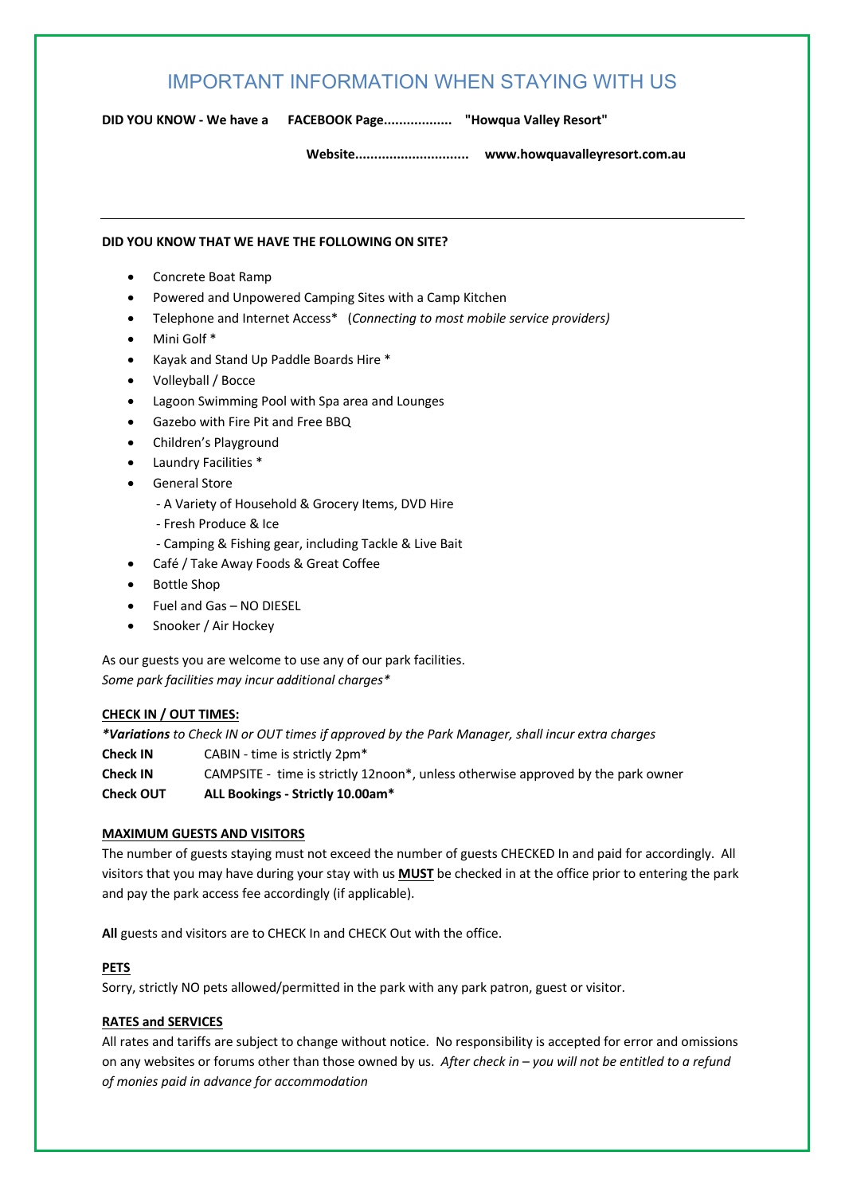# IMPORTANT INFORMATION WHEN STAYING WITH US

**DID YOU KNOW - We have a FACEBOOK Page.................. "Howqua Valley Resort"**

**Website............................. www.howquavalleyresort.com.au**

---

**DID YOU KNOW THAT WE HAVE THE FOLLOWING ON SITE?**

- Concrete Boat Ramp
- Powered and Unpowered Camping Sites with a Camp Kitchen
- Telephone and Internet Access* (*Connecting to most mobile service providers)*
- Mini Golf *
- Kayak and Stand Up Paddle Boards Hire *
- Volleyball / Bocce
- Lagoon Swimming Pool with Spa area and Lounges
- Gazebo with Fire Pit and Free BBQ
- Children's Playground
- Laundry Facilities *
- General Store
  - A Variety of Household & Grocery Items, DVD Hire
  - Fresh Produce & Ice
  - Camping & Fishing gear, including Tackle & Live Bait
- Café / Take Away Foods & Great Coffee
- Bottle Shop
- Fuel and Gas – NO DIESEL
- Snooker / Air Hockey

As our guests you are welcome to use any of our park facilities.
*Some park facilities may incur additional charges**

**CHECK IN / OUT TIMES:**

***Variations** to Check IN or OUT times if approved by the Park Manager, shall incur extra charges*

**Check IN** CABIN - time is strictly 2pm*

**Check IN** CAMPSITE - time is strictly 12noon*, unless otherwise approved by the park owner

**Check OUT** **ALL Bookings - Strictly 10.00am***

**MAXIMUM GUESTS AND VISITORS**

The number of guests staying must not exceed the number of guests CHECKED In and paid for accordingly. All visitors that you may have during your stay with us **MUST** be checked in at the office prior to entering the park and pay the park access fee accordingly (if applicable).

**All** guests and visitors are to CHECK In and CHECK Out with the office.

**PETS**

Sorry, strictly NO pets allowed/permitted in the park with any park patron, guest or visitor.

**RATES and SERVICES**

All rates and tariffs are subject to change without notice. No responsibility is accepted for error and omissions on any websites or forums other than those owned by us. *After check in – you will not be entitled to a refund of monies paid in advance for accommodation*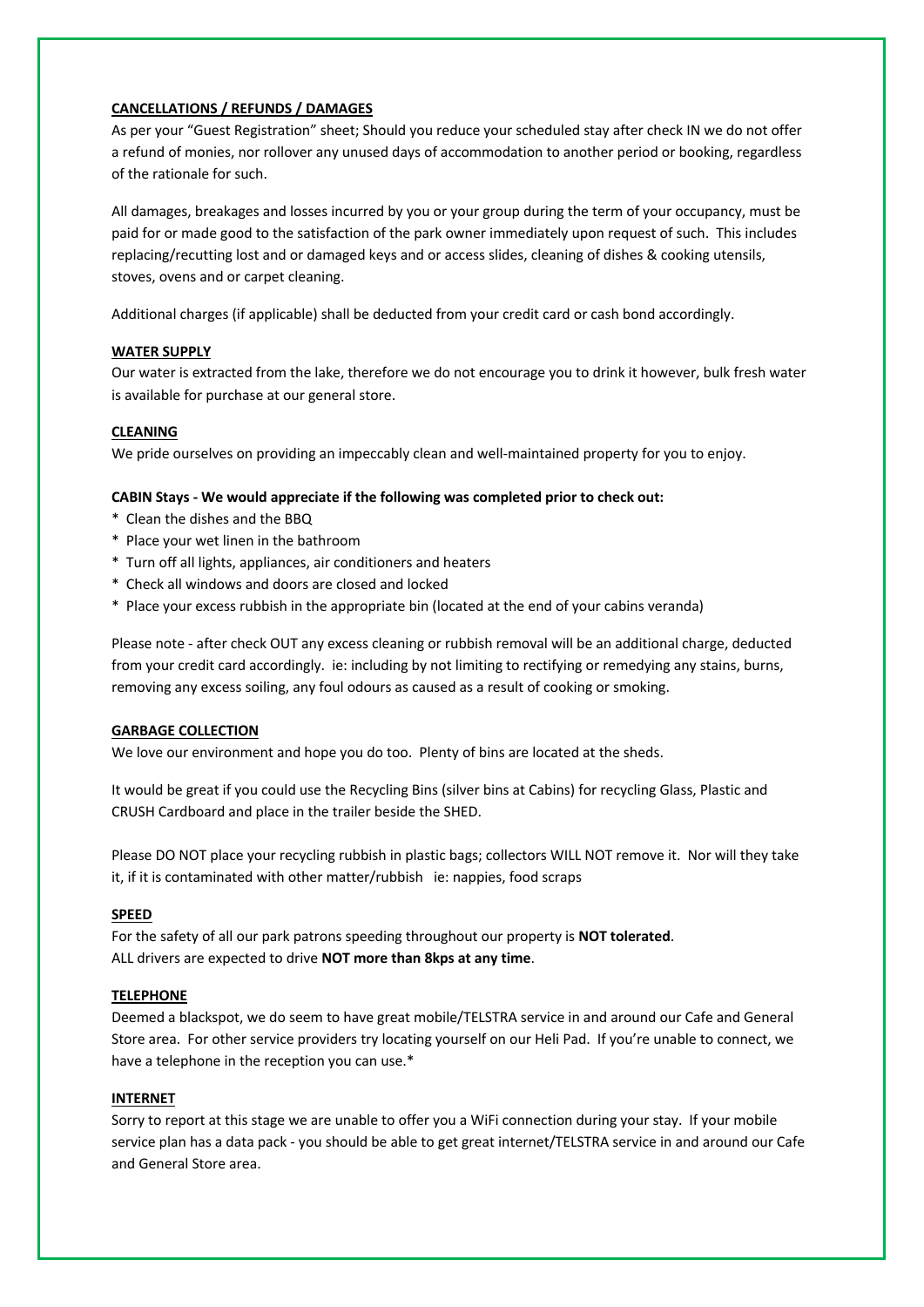## CANCELLATIONS / REFUNDS / DAMAGES

As per your "Guest Registration" sheet; Should you reduce your scheduled stay after check IN we do not offer a refund of monies, nor rollover any unused days of accommodation to another period or booking, regardless of the rationale for such.

All damages, breakages and losses incurred by you or your group during the term of your occupancy, must be paid for or made good to the satisfaction of the park owner immediately upon request of such. This includes replacing/recutting lost and or damaged keys and or access slides, cleaning of dishes & cooking utensils, stoves, ovens and or carpet cleaning.

Additional charges (if applicable) shall be deducted from your credit card or cash bond accordingly.

## WATER SUPPLY

Our water is extracted from the lake, therefore we do not encourage you to drink it however, bulk fresh water is available for purchase at our general store.

## CLEANING

We pride ourselves on providing an impeccably clean and well-maintained property for you to enjoy.

**CABIN Stays - We would appreciate if the following was completed prior to check out:**

* Clean the dishes and the BBQ
* Place your wet linen in the bathroom
* Turn off all lights, appliances, air conditioners and heaters
* Check all windows and doors are closed and locked
* Place your excess rubbish in the appropriate bin (located at the end of your cabins veranda)

Please note - after check OUT any excess cleaning or rubbish removal will be an additional charge, deducted from your credit card accordingly. ie: including by not limiting to rectifying or remedying any stains, burns, removing any excess soiling, any foul odours as caused as a result of cooking or smoking.

## GARBAGE COLLECTION

We love our environment and hope you do too. Plenty of bins are located at the sheds.

It would be great if you could use the Recycling Bins (silver bins at Cabins) for recycling Glass, Plastic and CRUSH Cardboard and place in the trailer beside the SHED.

Please DO NOT place your recycling rubbish in plastic bags; collectors WILL NOT remove it. Nor will they take it, if it is contaminated with other matter/rubbish ie: nappies, food scraps

## SPEED

For the safety of all our park patrons speeding throughout our property is **NOT tolerated**.
ALL drivers are expected to drive **NOT more than 8kps at any time**.

## TELEPHONE

Deemed a blackspot, we do seem to have great mobile/TELSTRA service in and around our Cafe and General Store area. For other service providers try locating yourself on our Heli Pad. If you're unable to connect, we have a telephone in the reception you can use.*

## INTERNET

Sorry to report at this stage we are unable to offer you a WiFi connection during your stay. If your mobile service plan has a data pack - you should be able to get great internet/TELSTRA service in and around our Cafe and General Store area.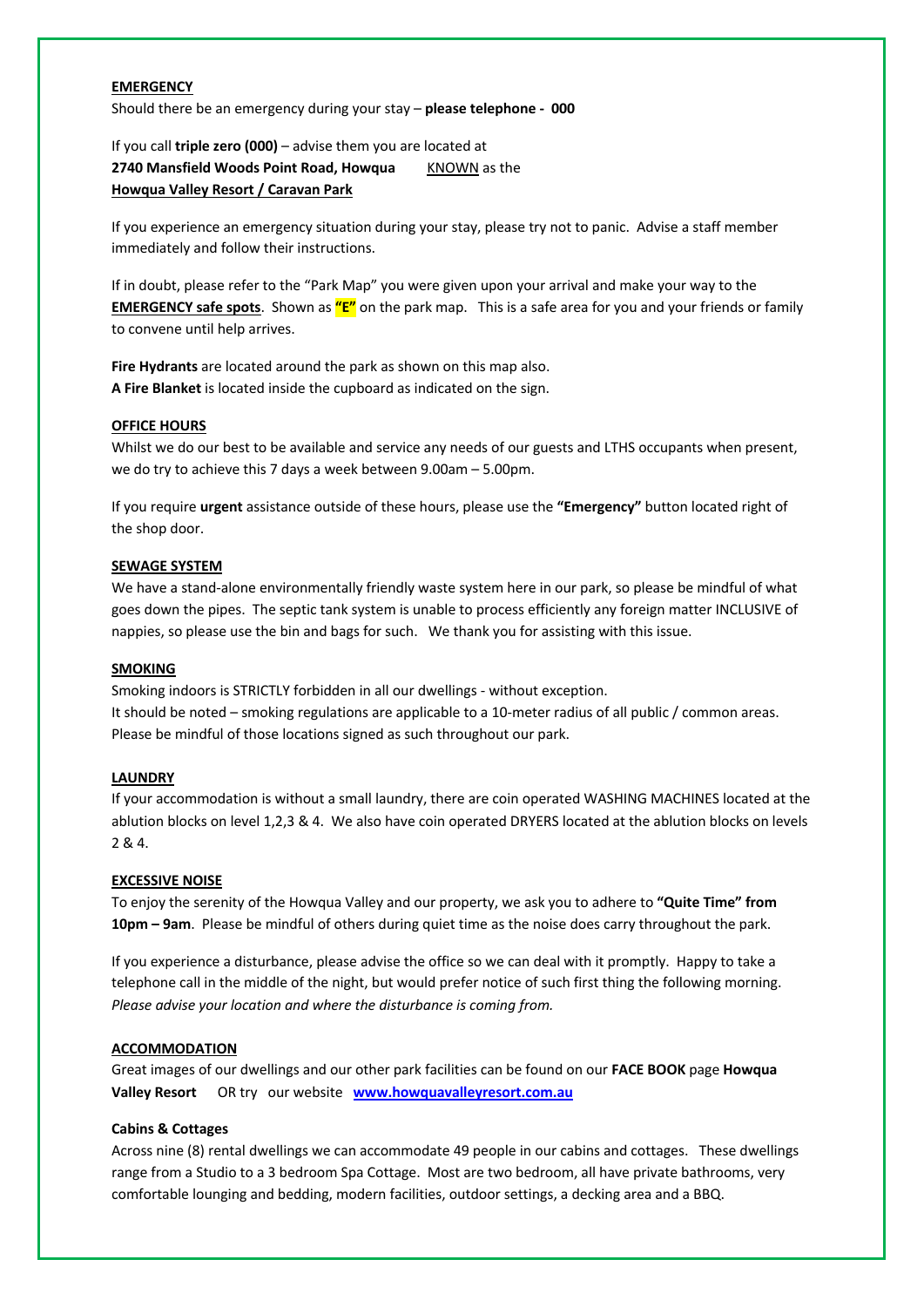## EMERGENCY

Should there be an emergency during your stay – **please telephone - 000**

If you call **triple zero (000)** – advise them you are located at
**2740 Mansfield Woods Point Road, Howqua** KNOWN as the
**Howqua Valley Resort / Caravan Park**

If you experience an emergency situation during your stay, please try not to panic. Advise a staff member immediately and follow their instructions.

If in doubt, please refer to the "Park Map" you were given upon your arrival and make your way to the **EMERGENCY safe spots**. Shown as **"E"** on the park map. This is a safe area for you and your friends or family to convene until help arrives.

**Fire Hydrants** are located around the park as shown on this map also.
**A Fire Blanket** is located inside the cupboard as indicated on the sign.

## OFFICE HOURS

Whilst we do our best to be available and service any needs of our guests and LTHS occupants when present, we do try to achieve this 7 days a week between 9.00am – 5.00pm.

If you require **urgent** assistance outside of these hours, please use the **"Emergency"** button located right of the shop door.

## SEWAGE SYSTEM

We have a stand-alone environmentally friendly waste system here in our park, so please be mindful of what goes down the pipes. The septic tank system is unable to process efficiently any foreign matter INCLUSIVE of nappies, so please use the bin and bags for such. We thank you for assisting with this issue.

## SMOKING

Smoking indoors is STRICTLY forbidden in all our dwellings - without exception.
It should be noted – smoking regulations are applicable to a 10-meter radius of all public / common areas.
Please be mindful of those locations signed as such throughout our park.

## LAUNDRY

If your accommodation is without a small laundry, there are coin operated WASHING MACHINES located at the ablution blocks on level 1,2,3 & 4. We also have coin operated DRYERS located at the ablution blocks on levels 2 & 4.

## EXCESSIVE NOISE

To enjoy the serenity of the Howqua Valley and our property, we ask you to adhere to **"Quite Time" from 10pm – 9am**. Please be mindful of others during quiet time as the noise does carry throughout the park.

If you experience a disturbance, please advise the office so we can deal with it promptly. Happy to take a telephone call in the middle of the night, but would prefer notice of such first thing the following morning. *Please advise your location and where the disturbance is coming from.*

## ACCOMMODATION

Great images of our dwellings and our other park facilities can be found on our **FACE BOOK** page **Howqua Valley Resort** OR try our website **www.howquavalleyresort.com.au**

### Cabins & Cottages

Across nine (8) rental dwellings we can accommodate 49 people in our cabins and cottages. These dwellings range from a Studio to a 3 bedroom Spa Cottage. Most are two bedroom, all have private bathrooms, very comfortable lounging and bedding, modern facilities, outdoor settings, a decking area and a BBQ.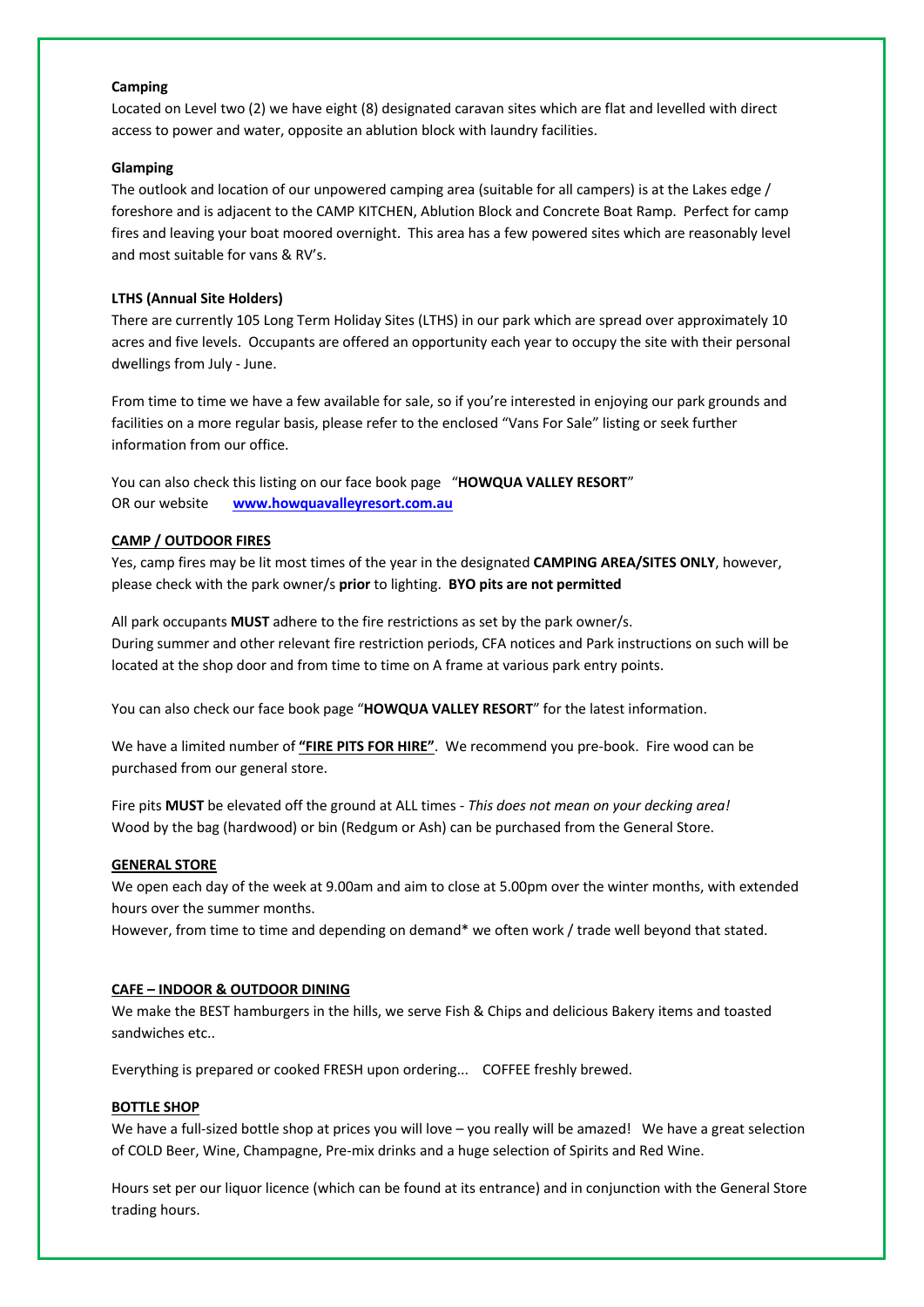**Camping**

Located on Level two (2) we have eight (8) designated caravan sites which are flat and levelled with direct access to power and water, opposite an ablution block with laundry facilities.

**Glamping**

The outlook and location of our unpowered camping area (suitable for all campers) is at the Lakes edge / foreshore and is adjacent to the CAMP KITCHEN, Ablution Block and Concrete Boat Ramp. Perfect for camp fires and leaving your boat moored overnight. This area has a few powered sites which are reasonably level and most suitable for vans & RV's.

**LTHS (Annual Site Holders)**

There are currently 105 Long Term Holiday Sites (LTHS) in our park which are spread over approximately 10 acres and five levels. Occupants are offered an opportunity each year to occupy the site with their personal dwellings from July - June.

From time to time we have a few available for sale, so if you're interested in enjoying our park grounds and facilities on a more regular basis, please refer to the enclosed "Vans For Sale" listing or seek further information from our office.

You can also check this listing on our face book page "**HOWQUA VALLEY RESORT**"
OR our website **www.howquavalleyresort.com.au**

**CAMP / OUTDOOR FIRES**

Yes, camp fires may be lit most times of the year in the designated **CAMPING AREA/SITES ONLY**, however, please check with the park owner/s **prior** to lighting. **BYO pits are not permitted**

All park occupants **MUST** adhere to the fire restrictions as set by the park owner/s.
During summer and other relevant fire restriction periods, CFA notices and Park instructions on such will be located at the shop door and from time to time on A frame at various park entry points.

You can also check our face book page "**HOWQUA VALLEY RESORT**" for the latest information.

We have a limited number of **"FIRE PITS FOR HIRE"**. We recommend you pre-book. Fire wood can be purchased from our general store.

Fire pits **MUST** be elevated off the ground at ALL times - *This does not mean on your decking area!*
Wood by the bag (hardwood) or bin (Redgum or Ash) can be purchased from the General Store.

**GENERAL STORE**

We open each day of the week at 9.00am and aim to close at 5.00pm over the winter months, with extended hours over the summer months.
However, from time to time and depending on demand* we often work / trade well beyond that stated.

**CAFE – INDOOR & OUTDOOR DINING**

We make the BEST hamburgers in the hills, we serve Fish & Chips and delicious Bakery items and toasted sandwiches etc..

Everything is prepared or cooked FRESH upon ordering... COFFEE freshly brewed.

**BOTTLE SHOP**

We have a full-sized bottle shop at prices you will love – you really will be amazed! We have a great selection of COLD Beer, Wine, Champagne, Pre-mix drinks and a huge selection of Spirits and Red Wine.

Hours set per our liquor licence (which can be found at its entrance) and in conjunction with the General Store trading hours.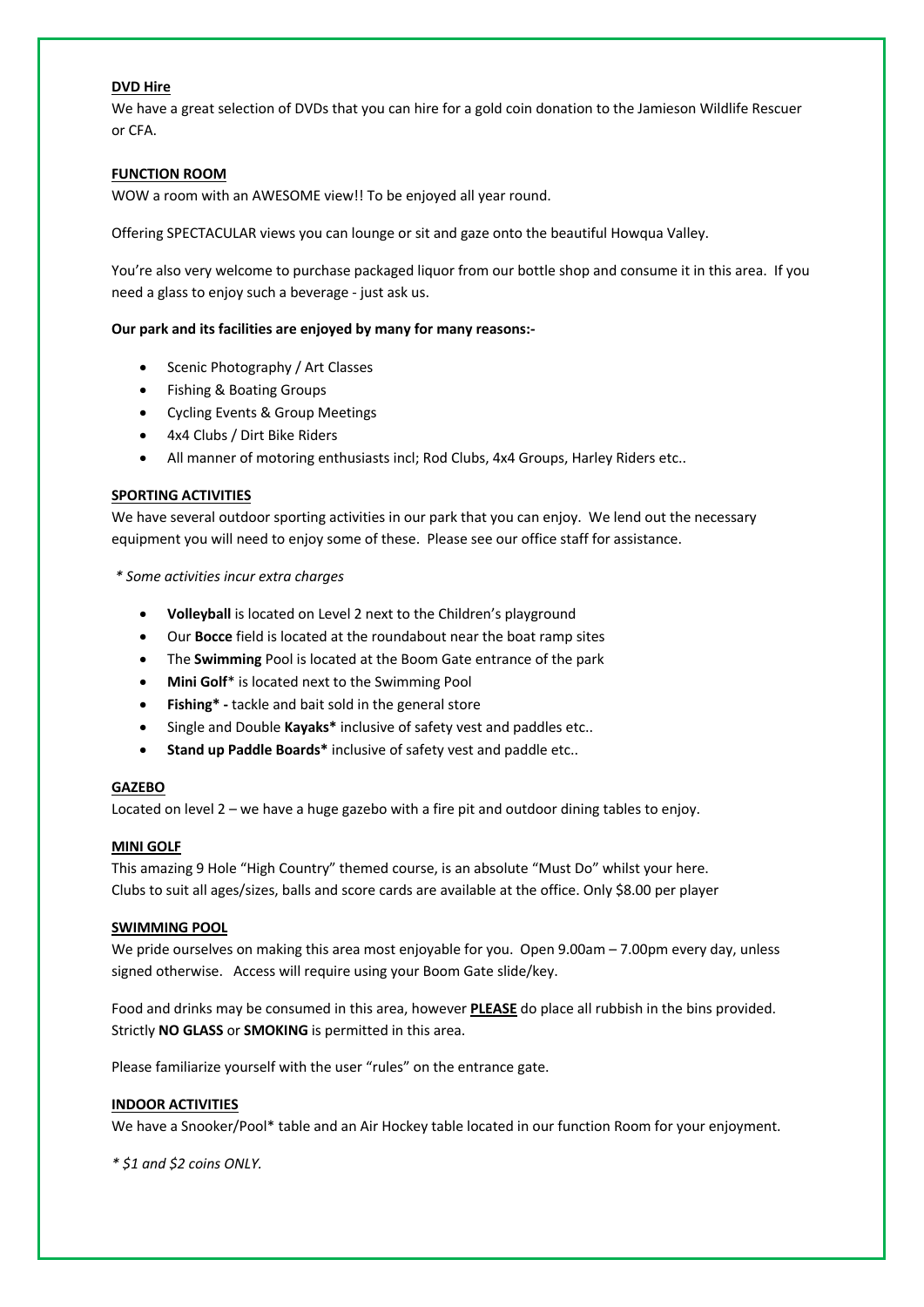**DVD Hire**

We have a great selection of DVDs that you can hire for a gold coin donation to the Jamieson Wildlife Rescuer or CFA.

**FUNCTION ROOM**

WOW a room with an AWESOME view!! To be enjoyed all year round.

Offering SPECTACULAR views you can lounge or sit and gaze onto the beautiful Howqua Valley.

You're also very welcome to purchase packaged liquor from our bottle shop and consume it in this area. If you need a glass to enjoy such a beverage - just ask us.

**Our park and its facilities are enjoyed by many for many reasons:-**

- Scenic Photography / Art Classes
- Fishing & Boating Groups
- Cycling Events & Group Meetings
- 4x4 Clubs / Dirt Bike Riders
- All manner of motoring enthusiasts incl; Rod Clubs, 4x4 Groups, Harley Riders etc..

**SPORTING ACTIVITIES**

We have several outdoor sporting activities in our park that you can enjoy. We lend out the necessary equipment you will need to enjoy some of these. Please see our office staff for assistance.

*\* Some activities incur extra charges*

- **Volleyball** is located on Level 2 next to the Children's playground
- Our **Bocce** field is located at the roundabout near the boat ramp sites
- The **Swimming** Pool is located at the Boom Gate entrance of the park
- **Mini Golf**\* is located next to the Swimming Pool
- **Fishing\* -** tackle and bait sold in the general store
- Single and Double **Kayaks\*** inclusive of safety vest and paddles etc..
- **Stand up Paddle Boards\*** inclusive of safety vest and paddle etc..

**GAZEBO**

Located on level 2 – we have a huge gazebo with a fire pit and outdoor dining tables to enjoy.

**MINI GOLF**

This amazing 9 Hole "High Country" themed course, is an absolute "Must Do" whilst your here. Clubs to suit all ages/sizes, balls and score cards are available at the office. Only $8.00 per player

**SWIMMING POOL**

We pride ourselves on making this area most enjoyable for you. Open 9.00am – 7.00pm every day, unless signed otherwise. Access will require using your Boom Gate slide/key.

Food and drinks may be consumed in this area, however **PLEASE** do place all rubbish in the bins provided. Strictly **NO GLASS** or **SMOKING** is permitted in this area.

Please familiarize yourself with the user "rules" on the entrance gate.

**INDOOR ACTIVITIES**

We have a Snooker/Pool\* table and an Air Hockey table located in our function Room for your enjoyment.

*\* $1 and $2 coins ONLY.*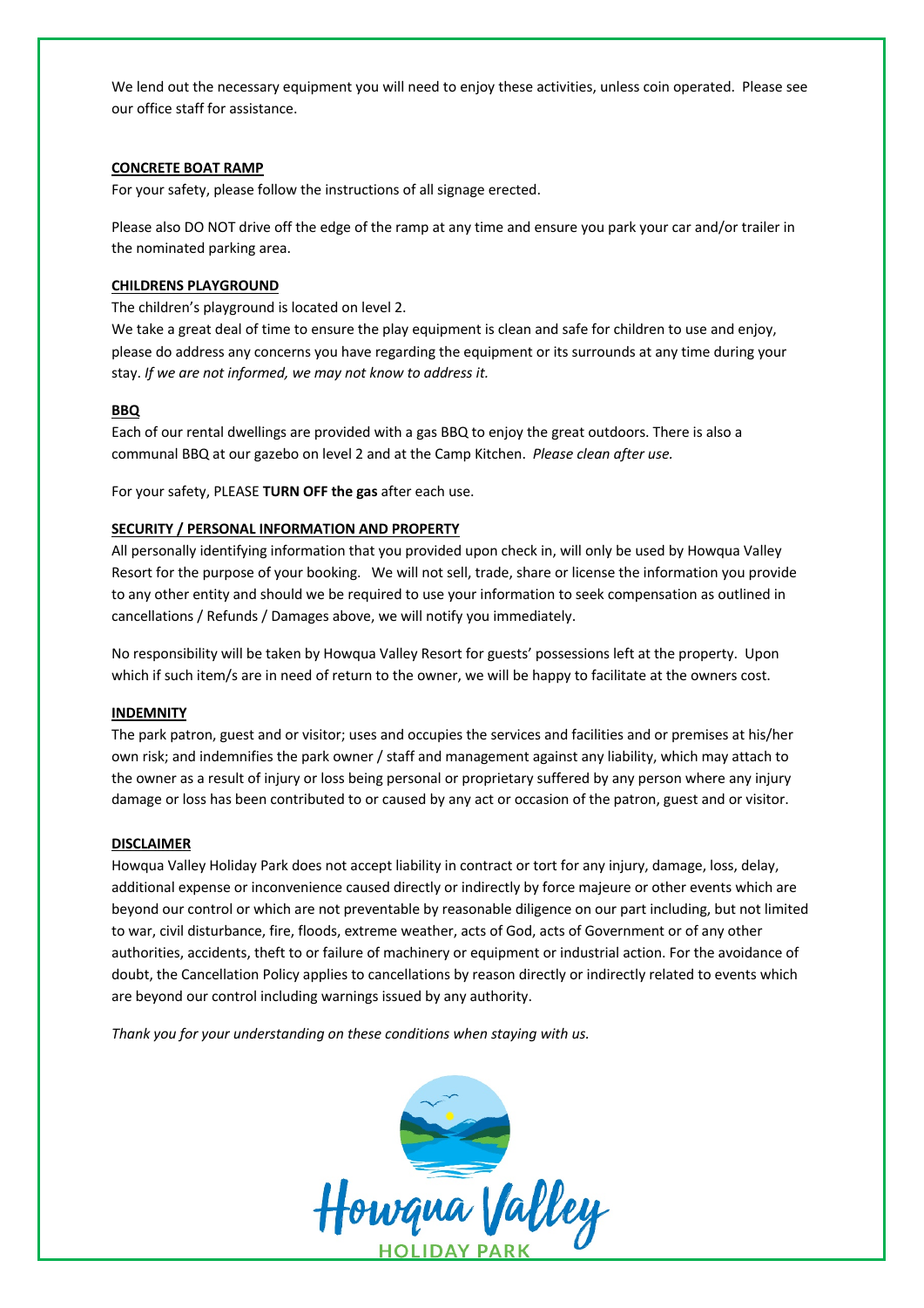We lend out the necessary equipment you will need to enjoy these activities, unless coin operated. Please see our office staff for assistance.

## CONCRETE BOAT RAMP

For your safety, please follow the instructions of all signage erected.

Please also DO NOT drive off the edge of the ramp at any time and ensure you park your car and/or trailer in the nominated parking area.

## CHILDRENS PLAYGROUND

The children's playground is located on level 2.

We take a great deal of time to ensure the play equipment is clean and safe for children to use and enjoy, please do address any concerns you have regarding the equipment or its surrounds at any time during your stay. *If we are not informed, we may not know to address it.*

## BBQ

Each of our rental dwellings are provided with a gas BBQ to enjoy the great outdoors. There is also a communal BBQ at our gazebo on level 2 and at the Camp Kitchen. *Please clean after use.*

For your safety, PLEASE **TURN OFF the gas** after each use.

## SECURITY / PERSONAL INFORMATION AND PROPERTY

All personally identifying information that you provided upon check in, will only be used by Howqua Valley Resort for the purpose of your booking. We will not sell, trade, share or license the information you provide to any other entity and should we be required to use your information to seek compensation as outlined in cancellations / Refunds / Damages above, we will notify you immediately.

No responsibility will be taken by Howqua Valley Resort for guests' possessions left at the property. Upon which if such item/s are in need of return to the owner, we will be happy to facilitate at the owners cost.

## INDEMNITY

The park patron, guest and or visitor; uses and occupies the services and facilities and or premises at his/her own risk; and indemnifies the park owner / staff and management against any liability, which may attach to the owner as a result of injury or loss being personal or proprietary suffered by any person where any injury damage or loss has been contributed to or caused by any act or occasion of the patron, guest and or visitor.

## DISCLAIMER

Howqua Valley Holiday Park does not accept liability in contract or tort for any injury, damage, loss, delay, additional expense or inconvenience caused directly or indirectly by force majeure or other events which are beyond our control or which are not preventable by reasonable diligence on our part including, but not limited to war, civil disturbance, fire, floods, extreme weather, acts of God, acts of Government or of any other authorities, accidents, theft to or failure of machinery or equipment or industrial action. For the avoidance of doubt, the Cancellation Policy applies to cancellations by reason directly or indirectly related to events which are beyond our control including warnings issued by any authority.

*Thank you for your understanding on these conditions when staying with us.*

Howqua Valley
HOLIDAY PARK